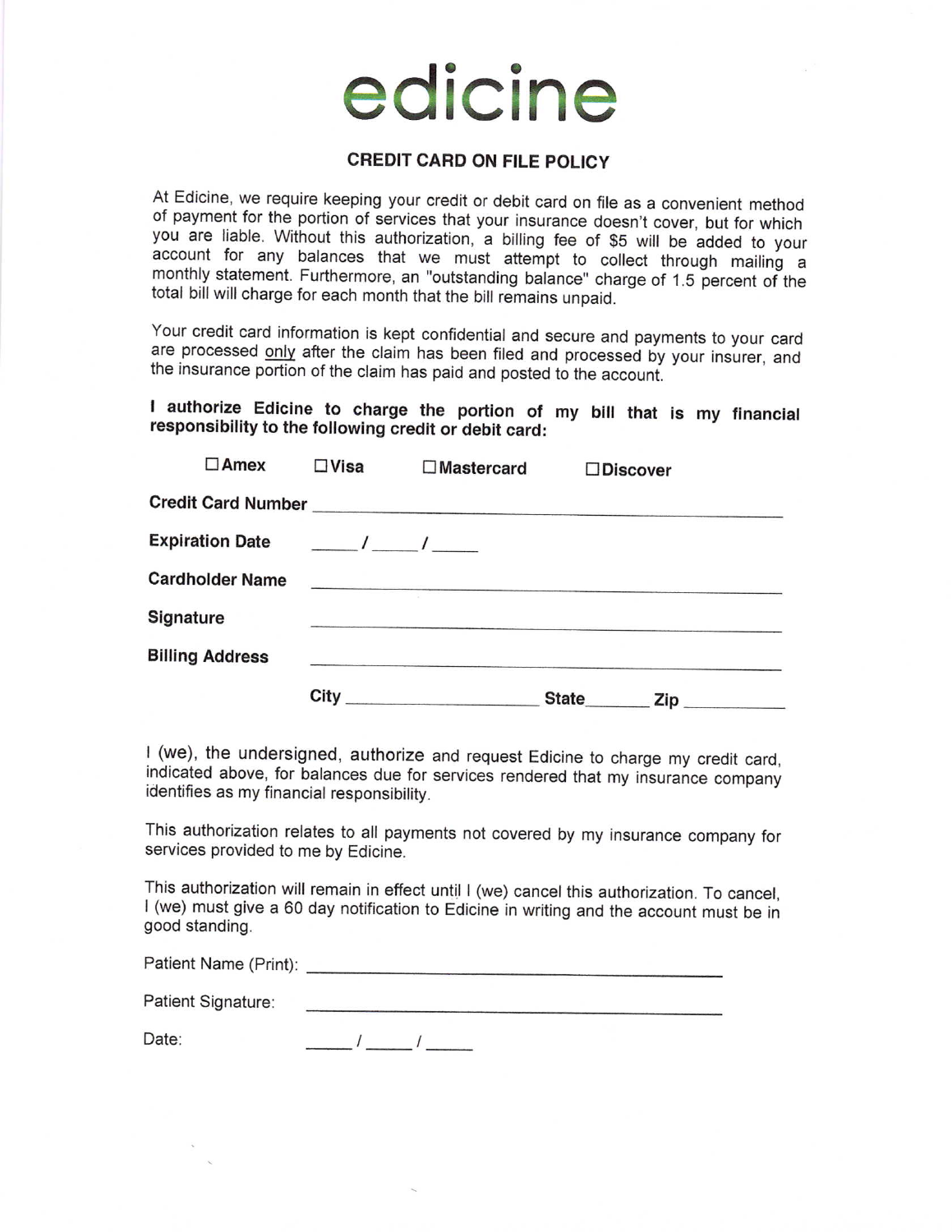# edicine

## CREDIT CARD ON FILE POLICY

At Edicine, we require keeping your credit or debit card on file as a convenient method of payment for the portion of services that your insurance doesn't cover, but for which you are liable. Without this authorization, a billing fee of $5 will be added to your account for any balances that we must attempt to collect through mailing a monthly statement. Furthermore, an "outstanding balance" charge of 1.5 percent of the total bill will charge for each month that the bill remains unpaid.

Your credit card information is kept confidential and secure and payments to your card are processed only after the claim has been filed and processed by your insurer, and the insurance portion of the claim has paid and posted to the account.

**I authorize Edicine to charge the portion of my bill that is my financial responsibility to the following credit or debit card:**

☐ **Amex** ☐ **Visa** ☐ **Mastercard** ☐ **Discover**

**Credit Card Number** ______________________________

**Expiration Date** _____ / _____ / _____

**Cardholder Name** ______________________________

**Signature** ______________________________

**Billing Address** ______________________________

**City** ____________________ **State** _______ **Zip** __________

I (we), the undersigned, authorize and request Edicine to charge my credit card, indicated above, for balances due for services rendered that my insurance company identifies as my financial responsibility.

This authorization relates to all payments not covered by my insurance company for services provided to me by Edicine.

This authorization will remain in effect until I (we) cancel this authorization. To cancel, I (we) must give a 60 day notification to Edicine in writing and the account must be in good standing.

Patient Name (Print): ______________________________

Patient Signature: ______________________________

Date: _____ / _____ / _____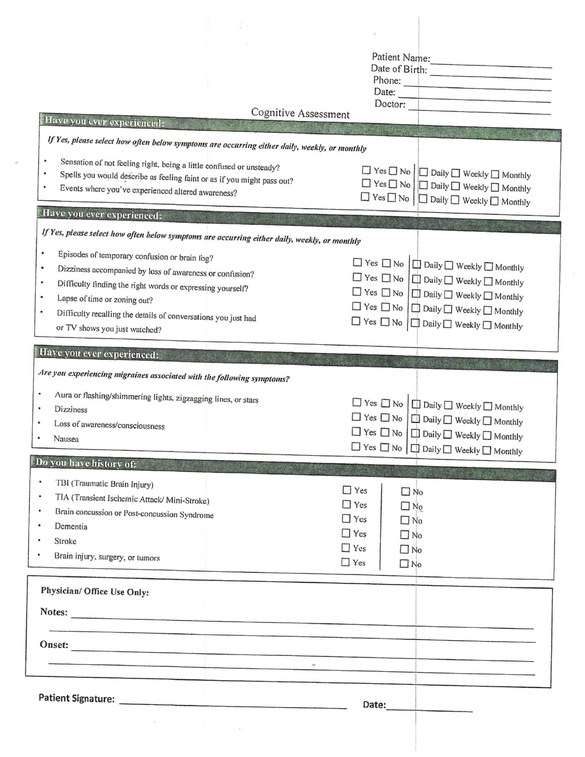Patient Name: ____________________
Date of Birth: ____________________
Phone: ____________________
Date: ____________________
Doctor: ____________________

# Cognitive Assessment

## Have you ever experienced:

*If Yes, please select how often below symptoms are occurring either daily, weekly, or monthly*

| | | |
|---|---|---|
| • Sensation of not feeling right, being a little confused or unsteady? | ☐ Yes ☐ No | ☐ Daily ☐ Weekly ☐ Monthly |
| • Spells you would describe as feeling faint or as if you might pass out? | ☐ Yes ☐ No | ☐ Daily ☐ Weekly ☐ Monthly |
| • Events where you've experienced altered awareness? | ☐ Yes ☐ No | ☐ Daily ☐ Weekly ☐ Monthly |

## Have you ever experienced:

*If Yes, please select how often below symptoms are occurring either daily, weekly, or monthly*

| | | |
|---|---|---|
| • Episodes of temporary confusion or brain fog? | ☐ Yes ☐ No | ☐ Daily ☐ Weekly ☐ Monthly |
| • Dizziness accompanied by loss of awareness or confusion? | ☐ Yes ☐ No | ☐ Daily ☐ Weekly ☐ Monthly |
| • Difficulty finding the right words or expressing yourself? | ☐ Yes ☐ No | ☐ Daily ☐ Weekly ☐ Monthly |
| • Lapse of time or zoning out? | ☐ Yes ☐ No | ☐ Daily ☐ Weekly ☐ Monthly |
| • Difficulty recalling the details of conversations you just had or TV shows you just watched? | ☐ Yes ☐ No | ☐ Daily ☐ Weekly ☐ Monthly |

## Have you ever experienced:

*Are you experiencing migraines associated with the following symptoms?*

| | | |
|---|---|---|
| • Aura or flashing/shimmering lights, zigzagging lines, or stars | ☐ Yes ☐ No | ☐ Daily ☐ Weekly ☐ Monthly |
| • Dizziness | ☐ Yes ☐ No | ☐ Daily ☐ Weekly ☐ Monthly |
| • Loss of awareness/consciousness | ☐ Yes ☐ No | ☐ Daily ☐ Weekly ☐ Monthly |
| • Nausea | ☐ Yes ☐ No | ☐ Daily ☐ Weekly ☐ Monthly |

## Do you have history of:

| | | |
|---|---|---|
| • TBI (Traumatic Brain Injury) | ☐ Yes | ☐ No |
| • TIA (Transient Ischemic Attack/ Mini-Stroke) | ☐ Yes | ☐ No |
| • Brain concussion or Post-concussion Syndrome | ☐ Yes | ☐ No |
| • Dementia | ☐ Yes | ☐ No |
| • Stroke | ☐ Yes | ☐ No |
| • Brain injury, surgery, or tumors | ☐ Yes | ☐ No |

**Physician/ Office Use Only:**

**Notes:** ____________________________________________

____________________________________________

**Onset:** ____________________________________________

____________________________________________

**Patient Signature:** ______________________________ **Date:** ______________